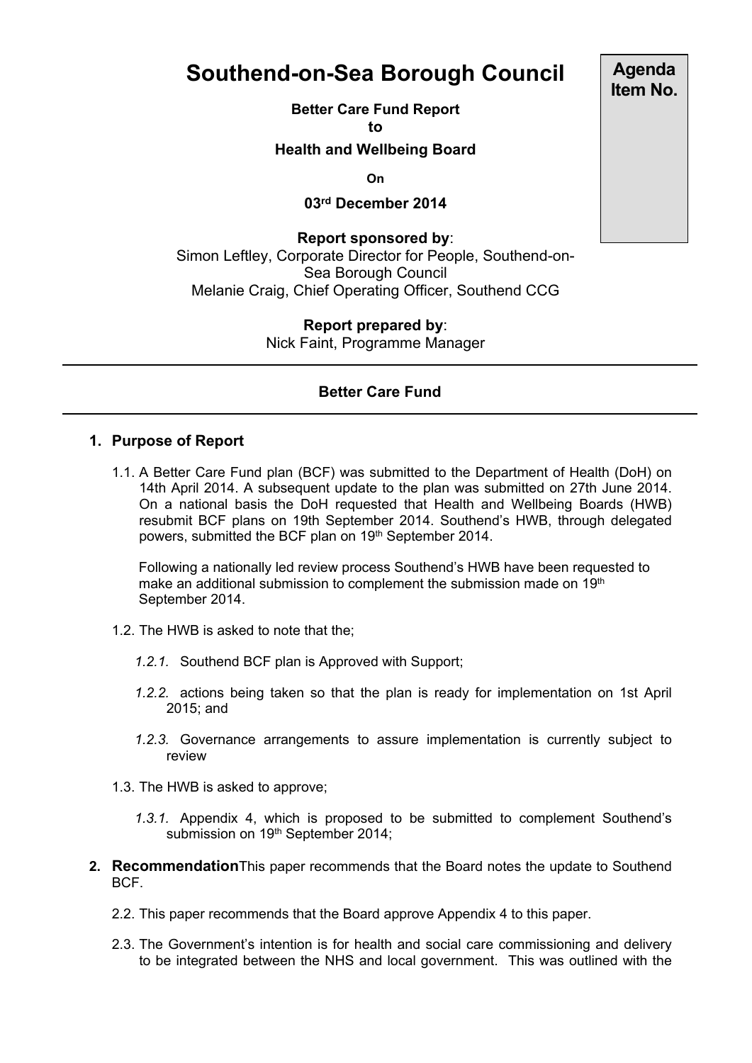# Southend-on-Sea Borough Council

**Agenda Item No.**

**Better Care Fund Report**
**to**
**Health and Wellbeing Board**

**On**

**03rd December 2014**

**Report sponsored by**:
Simon Leftley, Corporate Director for People, Southend-on-Sea Borough Council
Melanie Craig, Chief Operating Officer, Southend CCG

**Report prepared by**:
Nick Faint, Programme Manager

---

**Better Care Fund**

---

1. **Purpose of Report**

   1.1. A Better Care Fund plan (BCF) was submitted to the Department of Health (DoH) on 14th April 2014. A subsequent update to the plan was submitted on 27th June 2014. On a national basis the DoH requested that Health and Wellbeing Boards (HWB) resubmit BCF plans on 19th September 2014. Southend's HWB, through delegated powers, submitted the BCF plan on 19th September 2014.

   Following a nationally led review process Southend's HWB have been requested to make an additional submission to complement the submission made on 19th September 2014.

   1.2. The HWB is asked to note that the;

   *1.2.1.* Southend BCF plan is Approved with Support;

   *1.2.2.* actions being taken so that the plan is ready for implementation on 1st April 2015; and

   *1.2.3.* Governance arrangements to assure implementation is currently subject to review

   1.3. The HWB is asked to approve;

   *1.3.1.* Appendix 4, which is proposed to be submitted to complement Southend's submission on 19th September 2014;

2. **Recommendation**This paper recommends that the Board notes the update to Southend BCF.

   2.2. This paper recommends that the Board approve Appendix 4 to this paper.

   2.3. The Government's intention is for health and social care commissioning and delivery to be integrated between the NHS and local government. This was outlined with the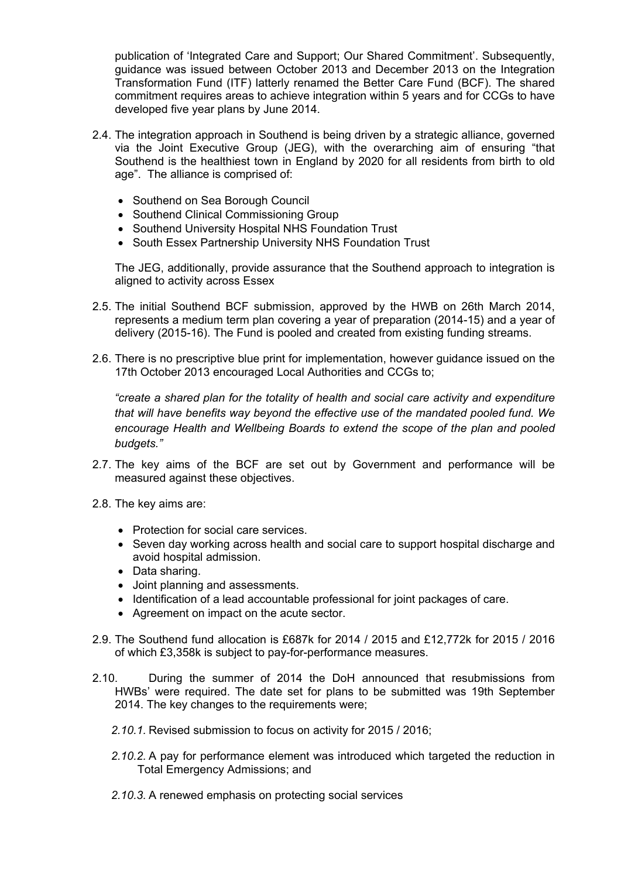publication of 'Integrated Care and Support; Our Shared Commitment'. Subsequently, guidance was issued between October 2013 and December 2013 on the Integration Transformation Fund (ITF) latterly renamed the Better Care Fund (BCF). The shared commitment requires areas to achieve integration within 5 years and for CCGs to have developed five year plans by June 2014.

2.4. The integration approach in Southend is being driven by a strategic alliance, governed via the Joint Executive Group (JEG), with the overarching aim of ensuring "that Southend is the healthiest town in England by 2020 for all residents from birth to old age". The alliance is comprised of:

- Southend on Sea Borough Council
- Southend Clinical Commissioning Group
- Southend University Hospital NHS Foundation Trust
- South Essex Partnership University NHS Foundation Trust

The JEG, additionally, provide assurance that the Southend approach to integration is aligned to activity across Essex

2.5. The initial Southend BCF submission, approved by the HWB on 26th March 2014, represents a medium term plan covering a year of preparation (2014-15) and a year of delivery (2015-16). The Fund is pooled and created from existing funding streams.

2.6. There is no prescriptive blue print for implementation, however guidance issued on the 17th October 2013 encouraged Local Authorities and CCGs to;

*"create a shared plan for the totality of health and social care activity and expenditure that will have benefits way beyond the effective use of the mandated pooled fund. We encourage Health and Wellbeing Boards to extend the scope of the plan and pooled budgets."*

2.7. The key aims of the BCF are set out by Government and performance will be measured against these objectives.

2.8. The key aims are:

- Protection for social care services.
- Seven day working across health and social care to support hospital discharge and avoid hospital admission.
- Data sharing.
- Joint planning and assessments.
- Identification of a lead accountable professional for joint packages of care.
- Agreement on impact on the acute sector.

2.9. The Southend fund allocation is £687k for 2014 / 2015 and £12,772k for 2015 / 2016 of which £3,358k is subject to pay-for-performance measures.

2.10. During the summer of 2014 the DoH announced that resubmissions from HWBs' were required. The date set for plans to be submitted was 19th September 2014. The key changes to the requirements were;

*2.10.1.* Revised submission to focus on activity for 2015 / 2016;

*2.10.2.* A pay for performance element was introduced which targeted the reduction in Total Emergency Admissions; and

*2.10.3.* A renewed emphasis on protecting social services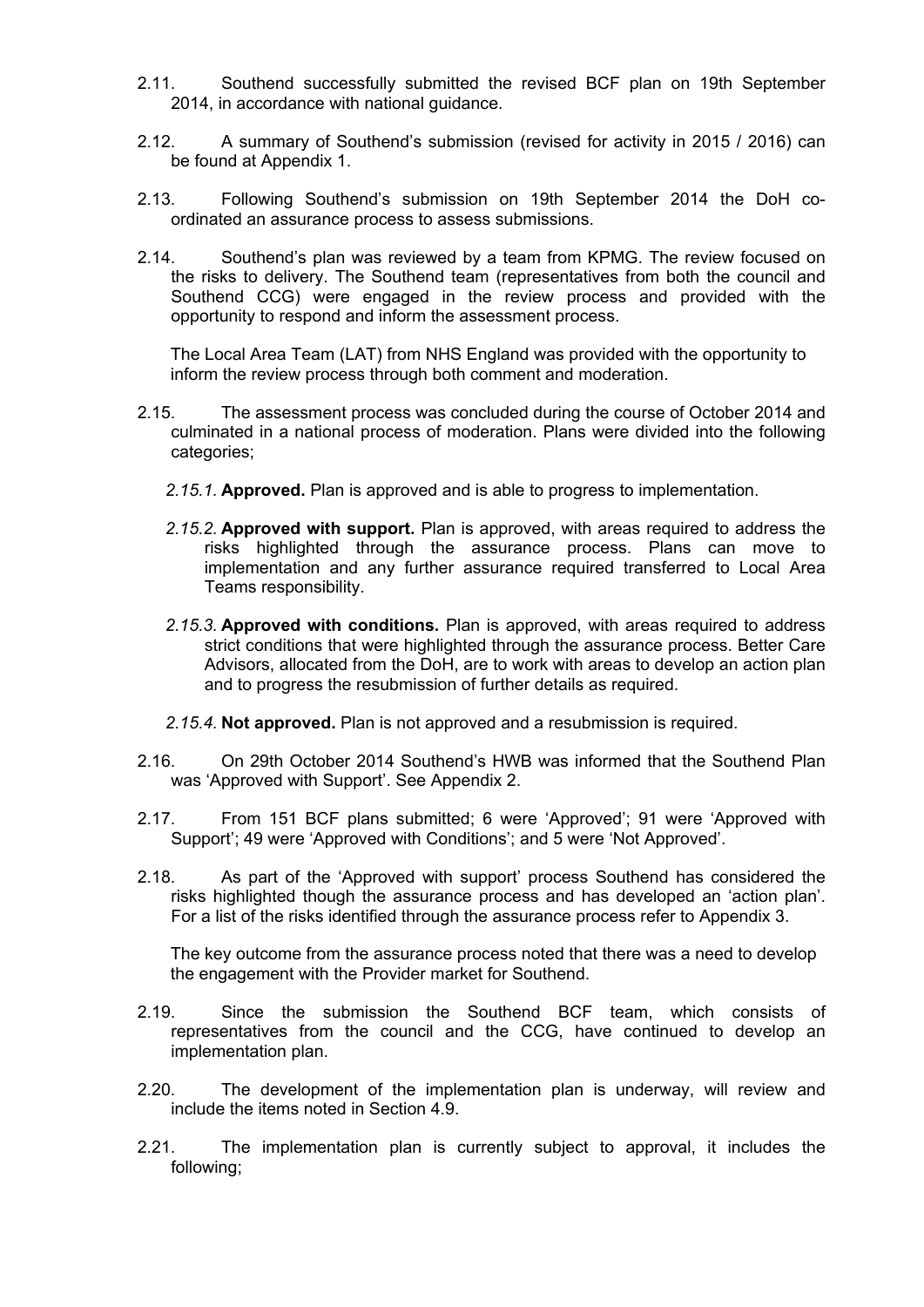2.11. Southend successfully submitted the revised BCF plan on 19th September 2014, in accordance with national guidance.

2.12. A summary of Southend's submission (revised for activity in 2015 / 2016) can be found at Appendix 1.

2.13. Following Southend's submission on 19th September 2014 the DoH co-ordinated an assurance process to assess submissions.

2.14. Southend's plan was reviewed by a team from KPMG. The review focused on the risks to delivery. The Southend team (representatives from both the council and Southend CCG) were engaged in the review process and provided with the opportunity to respond and inform the assessment process.

The Local Area Team (LAT) from NHS England was provided with the opportunity to inform the review process through both comment and moderation.

2.15. The assessment process was concluded during the course of October 2014 and culminated in a national process of moderation. Plans were divided into the following categories;

*2.15.1.* **Approved.** Plan is approved and is able to progress to implementation.

*2.15.2.* **Approved with support.** Plan is approved, with areas required to address the risks highlighted through the assurance process. Plans can move to implementation and any further assurance required transferred to Local Area Teams responsibility.

*2.15.3.* **Approved with conditions.** Plan is approved, with areas required to address strict conditions that were highlighted through the assurance process. Better Care Advisors, allocated from the DoH, are to work with areas to develop an action plan and to progress the resubmission of further details as required.

*2.15.4.* **Not approved.** Plan is not approved and a resubmission is required.

2.16. On 29th October 2014 Southend's HWB was informed that the Southend Plan was 'Approved with Support'. See Appendix 2.

2.17. From 151 BCF plans submitted; 6 were 'Approved'; 91 were 'Approved with Support'; 49 were 'Approved with Conditions'; and 5 were 'Not Approved'.

2.18. As part of the 'Approved with support' process Southend has considered the risks highlighted though the assurance process and has developed an 'action plan'. For a list of the risks identified through the assurance process refer to Appendix 3.

The key outcome from the assurance process noted that there was a need to develop the engagement with the Provider market for Southend.

2.19. Since the submission the Southend BCF team, which consists of representatives from the council and the CCG, have continued to develop an implementation plan.

2.20. The development of the implementation plan is underway, will review and include the items noted in Section 4.9.

2.21. The implementation plan is currently subject to approval, it includes the following;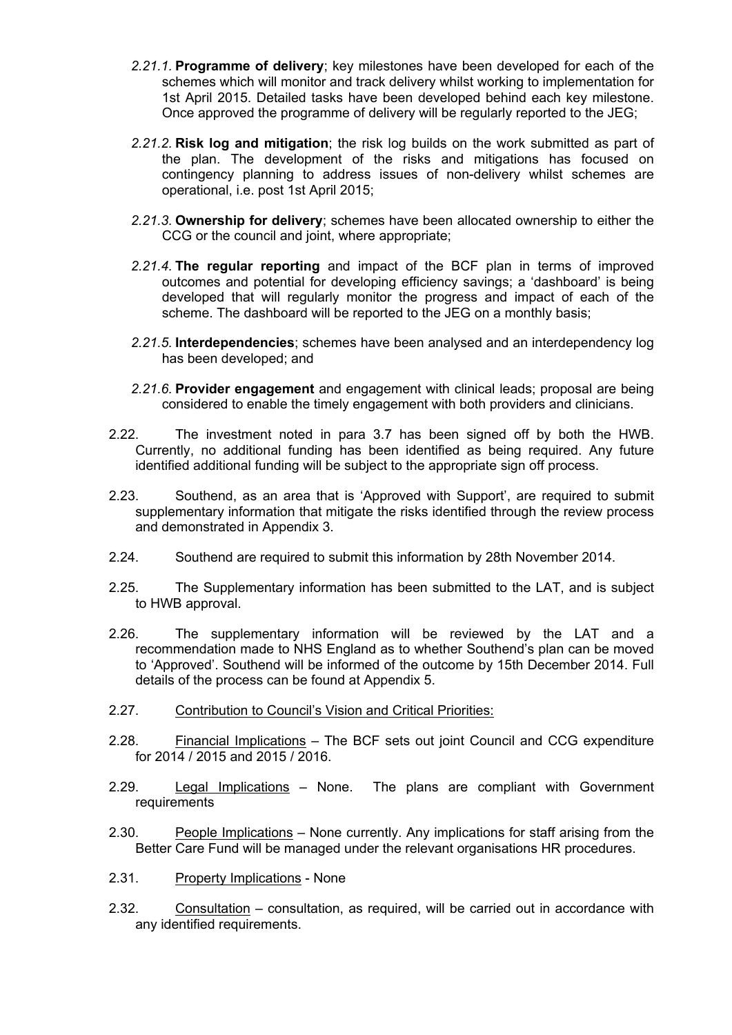*2.21.1.* **Programme of delivery**; key milestones have been developed for each of the schemes which will monitor and track delivery whilst working to implementation for 1st April 2015. Detailed tasks have been developed behind each key milestone. Once approved the programme of delivery will be regularly reported to the JEG;

*2.21.2.* **Risk log and mitigation**; the risk log builds on the work submitted as part of the plan. The development of the risks and mitigations has focused on contingency planning to address issues of non-delivery whilst schemes are operational, i.e. post 1st April 2015;

*2.21.3.* **Ownership for delivery**; schemes have been allocated ownership to either the CCG or the council and joint, where appropriate;

*2.21.4.* **The regular reporting** and impact of the BCF plan in terms of improved outcomes and potential for developing efficiency savings; a 'dashboard' is being developed that will regularly monitor the progress and impact of each of the scheme. The dashboard will be reported to the JEG on a monthly basis;

*2.21.5.* **Interdependencies**; schemes have been analysed and an interdependency log has been developed; and

*2.21.6.* **Provider engagement** and engagement with clinical leads; proposal are being considered to enable the timely engagement with both providers and clinicians.

2.22. The investment noted in para 3.7 has been signed off by both the HWB. Currently, no additional funding has been identified as being required. Any future identified additional funding will be subject to the appropriate sign off process.

2.23. Southend, as an area that is 'Approved with Support', are required to submit supplementary information that mitigate the risks identified through the review process and demonstrated in Appendix 3.

2.24. Southend are required to submit this information by 28th November 2014.

2.25. The Supplementary information has been submitted to the LAT, and is subject to HWB approval.

2.26. The supplementary information will be reviewed by the LAT and a recommendation made to NHS England as to whether Southend's plan can be moved to 'Approved'. Southend will be informed of the outcome by 15th December 2014. Full details of the process can be found at Appendix 5.

2.27. Contribution to Council's Vision and Critical Priorities:

2.28. Financial Implications – The BCF sets out joint Council and CCG expenditure for 2014 / 2015 and 2015 / 2016.

2.29. Legal Implications – None. The plans are compliant with Government requirements

2.30. People Implications – None currently. Any implications for staff arising from the Better Care Fund will be managed under the relevant organisations HR procedures.

2.31. Property Implications - None

2.32. Consultation – consultation, as required, will be carried out in accordance with any identified requirements.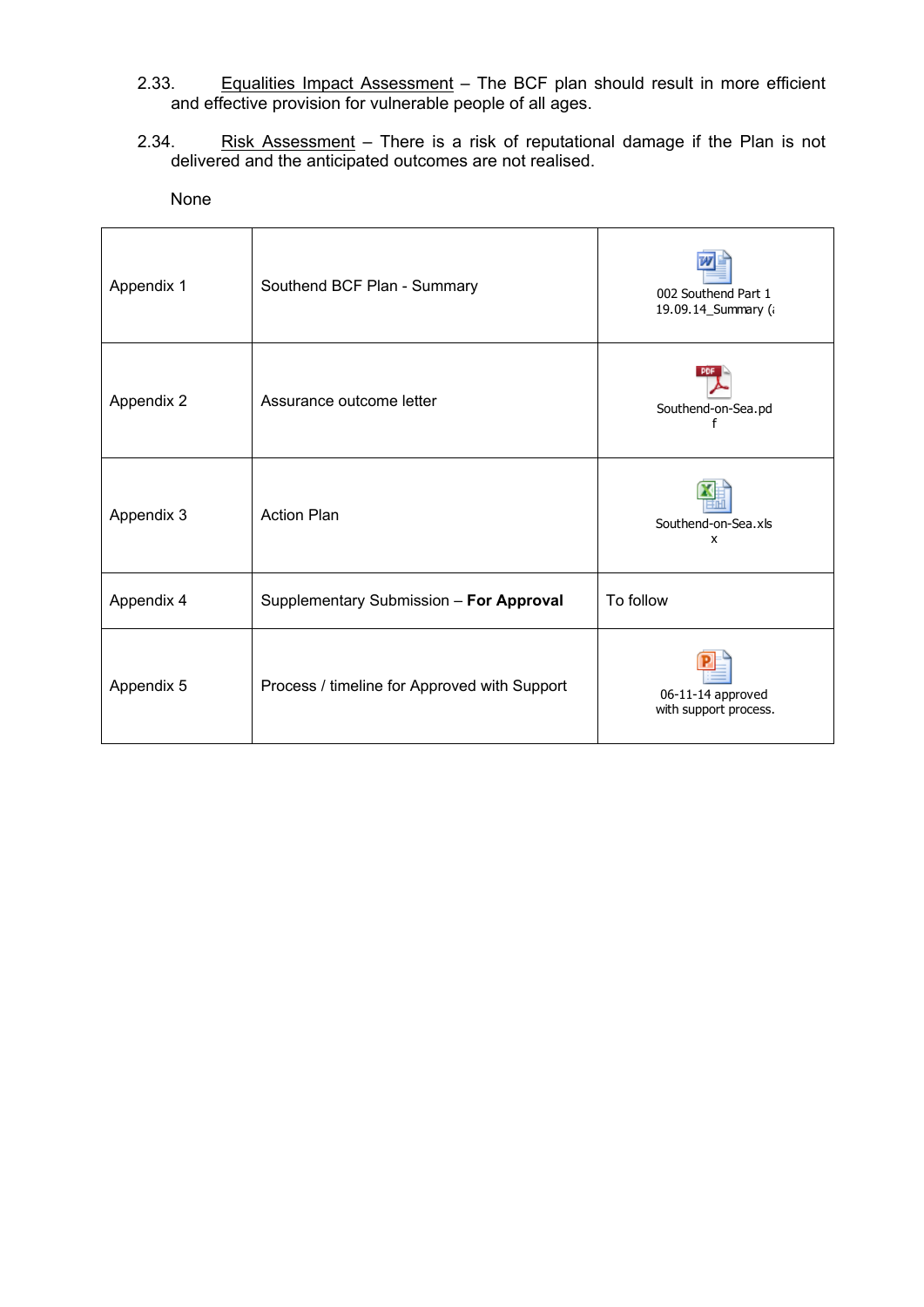2.33. <u>Equalities Impact Assessment</u> – The BCF plan should result in more efficient and effective provision for vulnerable people of all ages.

2.34. <u>Risk Assessment</u> – There is a risk of reputational damage if the Plan is not delivered and the anticipated outcomes are not realised.

None

| | | |
|---|---|---|
| Appendix 1 | Southend BCF Plan - Summary | 002 Southend Part 1 19.09.14_Summary (a |
| Appendix 2 | Assurance outcome letter | Southend-on-Sea.pdf |
| Appendix 3 | Action Plan | Southend-on-Sea.xlsx |
| Appendix 4 | Supplementary Submission – **For Approval** | To follow |
| Appendix 5 | Process / timeline for Approved with Support | 06-11-14 approved with support process. |